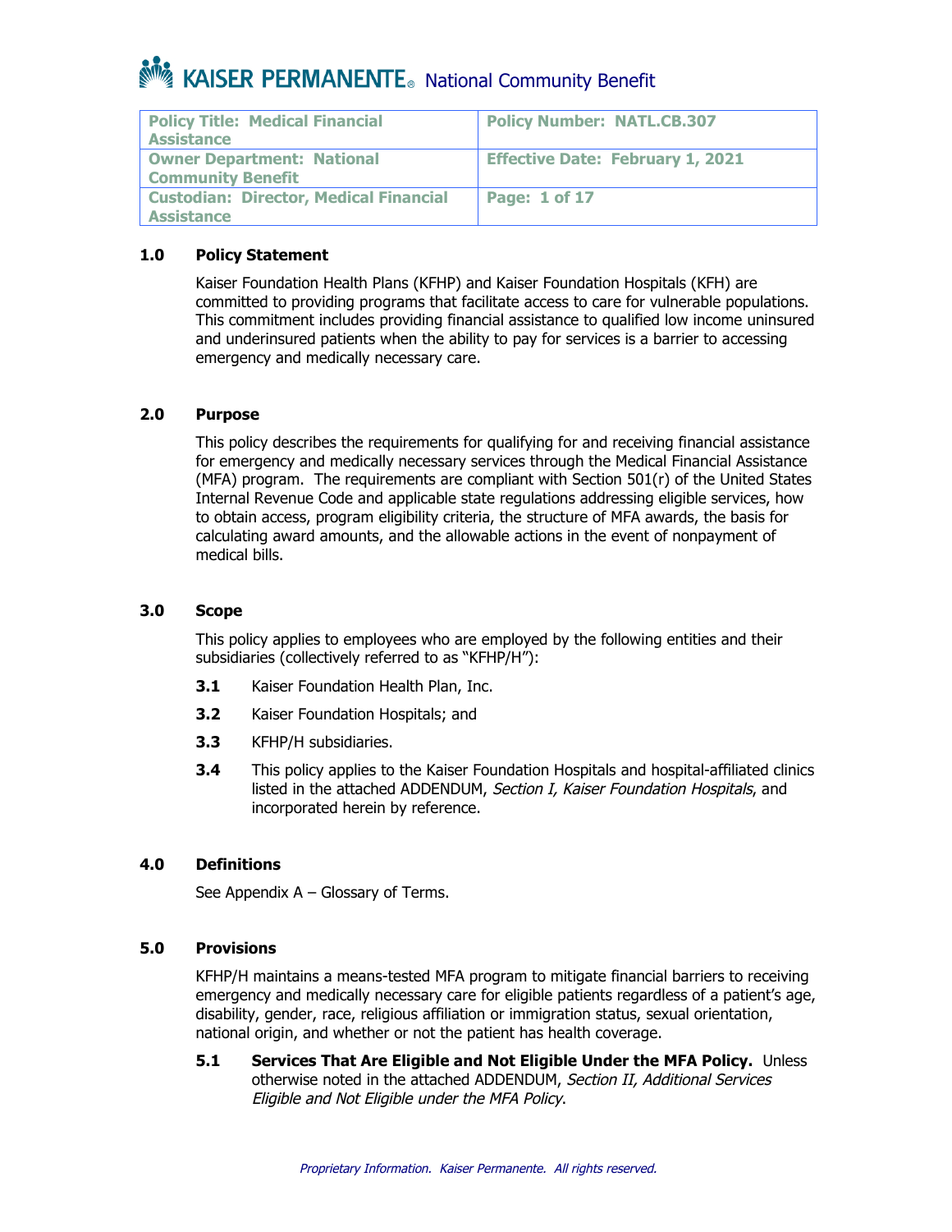# KAISER PERMANENTE® National Community Benefit

| Policy Title: Medical Financial Assistance | Policy Number: NATL.CB.307 |
|---|---|
| Owner Department: National Community Benefit | Effective Date: February 1, 2021 |
| Custodian: Director, Medical Financial Assistance | Page: 1 of 17 |

## 1.0 Policy Statement

Kaiser Foundation Health Plans (KFHP) and Kaiser Foundation Hospitals (KFH) are committed to providing programs that facilitate access to care for vulnerable populations. This commitment includes providing financial assistance to qualified low income uninsured and underinsured patients when the ability to pay for services is a barrier to accessing emergency and medically necessary care.

## 2.0 Purpose

This policy describes the requirements for qualifying for and receiving financial assistance for emergency and medically necessary services through the Medical Financial Assistance (MFA) program. The requirements are compliant with Section 501(r) of the United States Internal Revenue Code and applicable state regulations addressing eligible services, how to obtain access, program eligibility criteria, the structure of MFA awards, the basis for calculating award amounts, and the allowable actions in the event of nonpayment of medical bills.

## 3.0 Scope

This policy applies to employees who are employed by the following entities and their subsidiaries (collectively referred to as "KFHP/H"):

**3.1** Kaiser Foundation Health Plan, Inc.

**3.2** Kaiser Foundation Hospitals; and

**3.3** KFHP/H subsidiaries.

**3.4** This policy applies to the Kaiser Foundation Hospitals and hospital-affiliated clinics listed in the attached ADDENDUM, *Section I, Kaiser Foundation Hospitals*, and incorporated herein by reference.

## 4.0 Definitions

See Appendix A – Glossary of Terms.

## 5.0 Provisions

KFHP/H maintains a means-tested MFA program to mitigate financial barriers to receiving emergency and medically necessary care for eligible patients regardless of a patient's age, disability, gender, race, religious affiliation or immigration status, sexual orientation, national origin, and whether or not the patient has health coverage.

**5.1** **Services That Are Eligible and Not Eligible Under the MFA Policy.** Unless otherwise noted in the attached ADDENDUM, *Section II, Additional Services Eligible and Not Eligible under the MFA Policy*.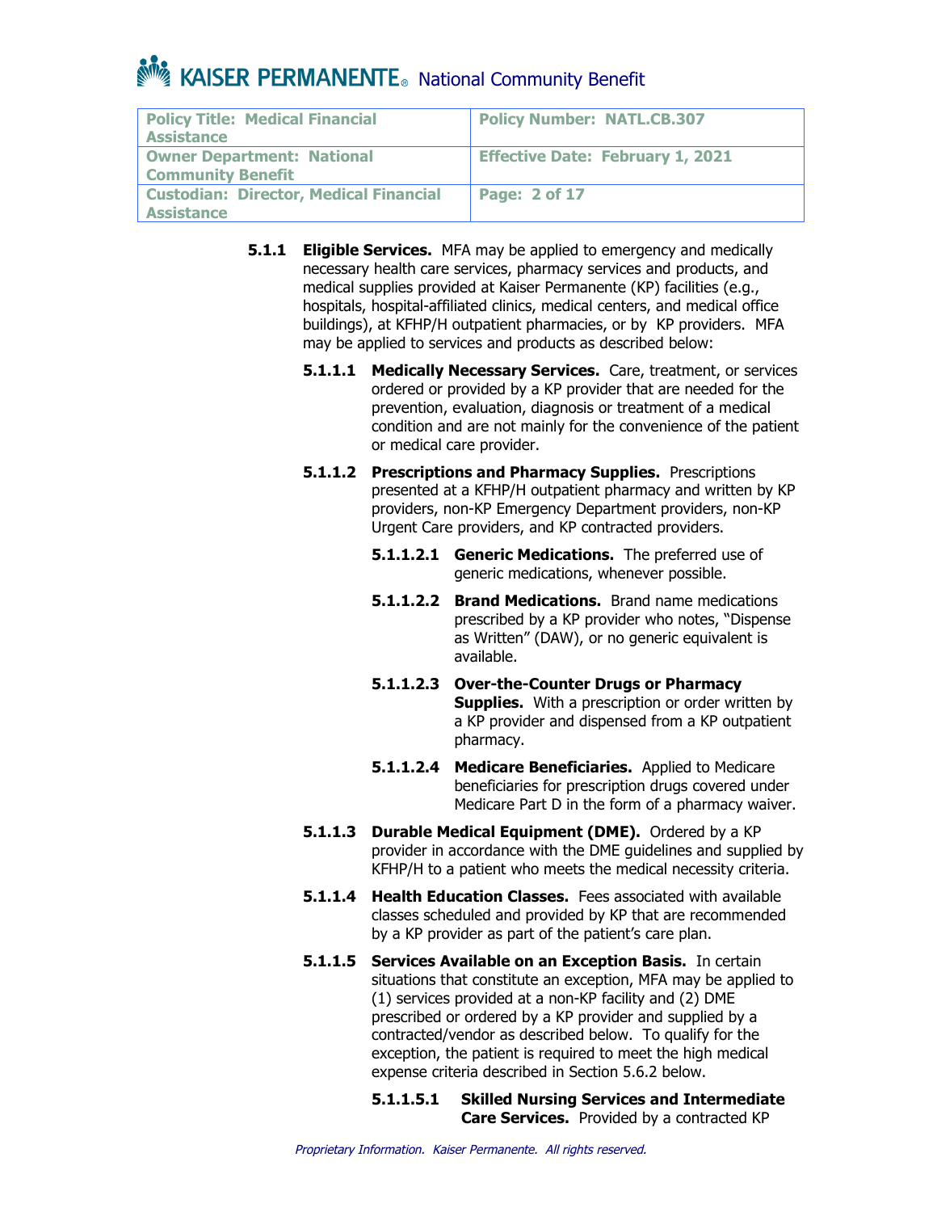**5.1.1 Eligible Services.** MFA may be applied to emergency and medically necessary health care services, pharmacy services and products, and medical supplies provided at Kaiser Permanente (KP) facilities (e.g., hospitals, hospital-affiliated clinics, medical centers, and medical office buildings), at KFHP/H outpatient pharmacies, or by KP providers. MFA may be applied to services and products as described below:

**5.1.1.1 Medically Necessary Services.** Care, treatment, or services ordered or provided by a KP provider that are needed for the prevention, evaluation, diagnosis or treatment of a medical condition and are not mainly for the convenience of the patient or medical care provider.

**5.1.1.2 Prescriptions and Pharmacy Supplies.** Prescriptions presented at a KFHP/H outpatient pharmacy and written by KP providers, non-KP Emergency Department providers, non-KP Urgent Care providers, and KP contracted providers.

**5.1.1.2.1 Generic Medications.** The preferred use of generic medications, whenever possible.

**5.1.1.2.2 Brand Medications.** Brand name medications prescribed by a KP provider who notes, "Dispense as Written" (DAW), or no generic equivalent is available.

**5.1.1.2.3 Over-the-Counter Drugs or Pharmacy Supplies.** With a prescription or order written by a KP provider and dispensed from a KP outpatient pharmacy.

**5.1.1.2.4 Medicare Beneficiaries.** Applied to Medicare beneficiaries for prescription drugs covered under Medicare Part D in the form of a pharmacy waiver.

**5.1.1.3 Durable Medical Equipment (DME).** Ordered by a KP provider in accordance with the DME guidelines and supplied by KFHP/H to a patient who meets the medical necessity criteria.

**5.1.1.4 Health Education Classes.** Fees associated with available classes scheduled and provided by KP that are recommended by a KP provider as part of the patient's care plan.

**5.1.1.5 Services Available on an Exception Basis.** In certain situations that constitute an exception, MFA may be applied to (1) services provided at a non-KP facility and (2) DME prescribed or ordered by a KP provider and supplied by a contracted/vendor as described below. To qualify for the exception, the patient is required to meet the high medical expense criteria described in Section 5.6.2 below.

**5.1.1.5.1 Skilled Nursing Services and Intermediate Care Services.** Provided by a contracted KP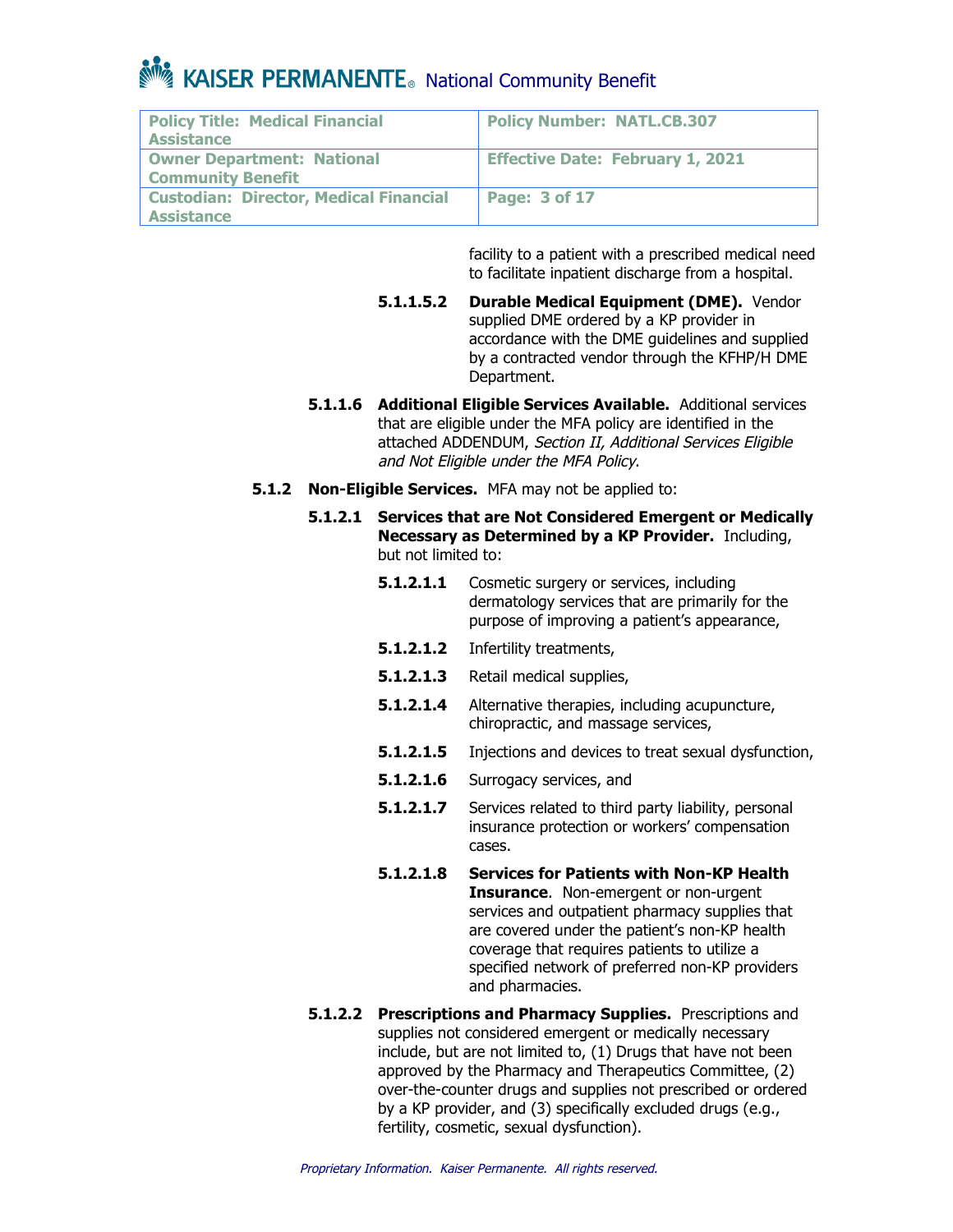facility to a patient with a prescribed medical need to facilitate inpatient discharge from a hospital.

**5.1.1.5.2 Durable Medical Equipment (DME).** Vendor supplied DME ordered by a KP provider in accordance with the DME guidelines and supplied by a contracted vendor through the KFHP/H DME Department.

**5.1.1.6 Additional Eligible Services Available.** Additional services that are eligible under the MFA policy are identified in the attached ADDENDUM, *Section II, Additional Services Eligible and Not Eligible under the MFA Policy*.

**5.1.2 Non-Eligible Services.** MFA may not be applied to:

**5.1.2.1 Services that are Not Considered Emergent or Medically Necessary as Determined by a KP Provider.** Including, but not limited to:

**5.1.2.1.1** Cosmetic surgery or services, including dermatology services that are primarily for the purpose of improving a patient's appearance,

**5.1.2.1.2** Infertility treatments,

**5.1.2.1.3** Retail medical supplies,

**5.1.2.1.4** Alternative therapies, including acupuncture, chiropractic, and massage services,

**5.1.2.1.5** Injections and devices to treat sexual dysfunction,

**5.1.2.1.6** Surrogacy services, and

**5.1.2.1.7** Services related to third party liability, personal insurance protection or workers' compensation cases.

**5.1.2.1.8 Services for Patients with Non-KP Health Insurance**. Non-emergent or non-urgent services and outpatient pharmacy supplies that are covered under the patient's non-KP health coverage that requires patients to utilize a specified network of preferred non-KP providers and pharmacies.

**5.1.2.2 Prescriptions and Pharmacy Supplies.** Prescriptions and supplies not considered emergent or medically necessary include, but are not limited to, (1) Drugs that have not been approved by the Pharmacy and Therapeutics Committee, (2) over-the-counter drugs and supplies not prescribed or ordered by a KP provider, and (3) specifically excluded drugs (e.g., fertility, cosmetic, sexual dysfunction).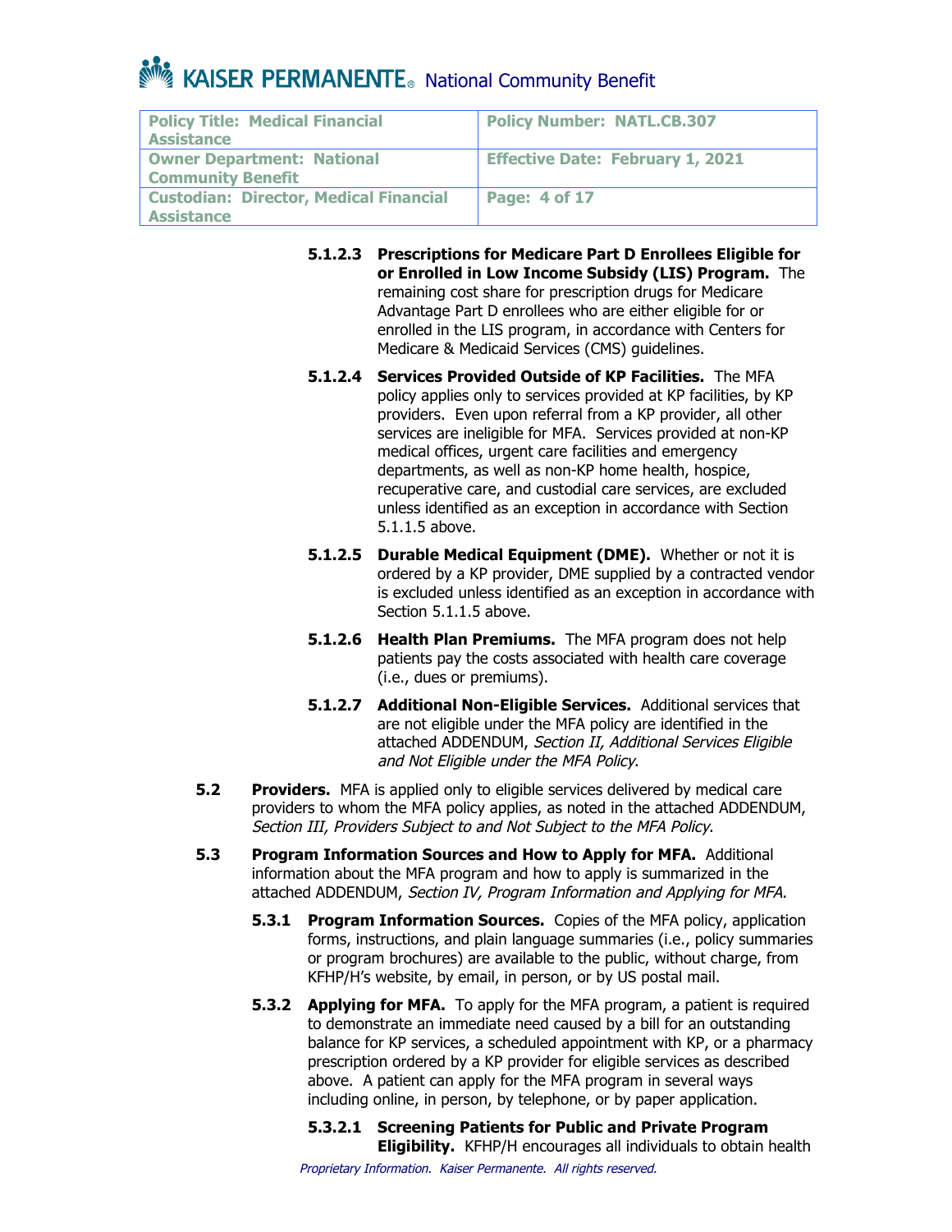**5.1.2.3 Prescriptions for Medicare Part D Enrollees Eligible for or Enrolled in Low Income Subsidy (LIS) Program.** The remaining cost share for prescription drugs for Medicare Advantage Part D enrollees who are either eligible for or enrolled in the LIS program, in accordance with Centers for Medicare & Medicaid Services (CMS) guidelines.

**5.1.2.4 Services Provided Outside of KP Facilities.** The MFA policy applies only to services provided at KP facilities, by KP providers. Even upon referral from a KP provider, all other services are ineligible for MFA. Services provided at non-KP medical offices, urgent care facilities and emergency departments, as well as non-KP home health, hospice, recuperative care, and custodial care services, are excluded unless identified as an exception in accordance with Section 5.1.1.5 above.

**5.1.2.5 Durable Medical Equipment (DME).** Whether or not it is ordered by a KP provider, DME supplied by a contracted vendor is excluded unless identified as an exception in accordance with Section 5.1.1.5 above.

**5.1.2.6 Health Plan Premiums.** The MFA program does not help patients pay the costs associated with health care coverage (i.e., dues or premiums).

**5.1.2.7 Additional Non-Eligible Services.** Additional services that are not eligible under the MFA policy are identified in the attached ADDENDUM, *Section II, Additional Services Eligible and Not Eligible under the MFA Policy*.

**5.2 Providers.** MFA is applied only to eligible services delivered by medical care providers to whom the MFA policy applies, as noted in the attached ADDENDUM, *Section III, Providers Subject to and Not Subject to the MFA Policy*.

**5.3 Program Information Sources and How to Apply for MFA.** Additional information about the MFA program and how to apply is summarized in the attached ADDENDUM, *Section IV, Program Information and Applying for MFA.*

**5.3.1 Program Information Sources.** Copies of the MFA policy, application forms, instructions, and plain language summaries (i.e., policy summaries or program brochures) are available to the public, without charge, from KFHP/H's website, by email, in person, or by US postal mail.

**5.3.2 Applying for MFA.** To apply for the MFA program, a patient is required to demonstrate an immediate need caused by a bill for an outstanding balance for KP services, a scheduled appointment with KP, or a pharmacy prescription ordered by a KP provider for eligible services as described above. A patient can apply for the MFA program in several ways including online, in person, by telephone, or by paper application.

**5.3.2.1 Screening Patients for Public and Private Program Eligibility.** KFHP/H encourages all individuals to obtain health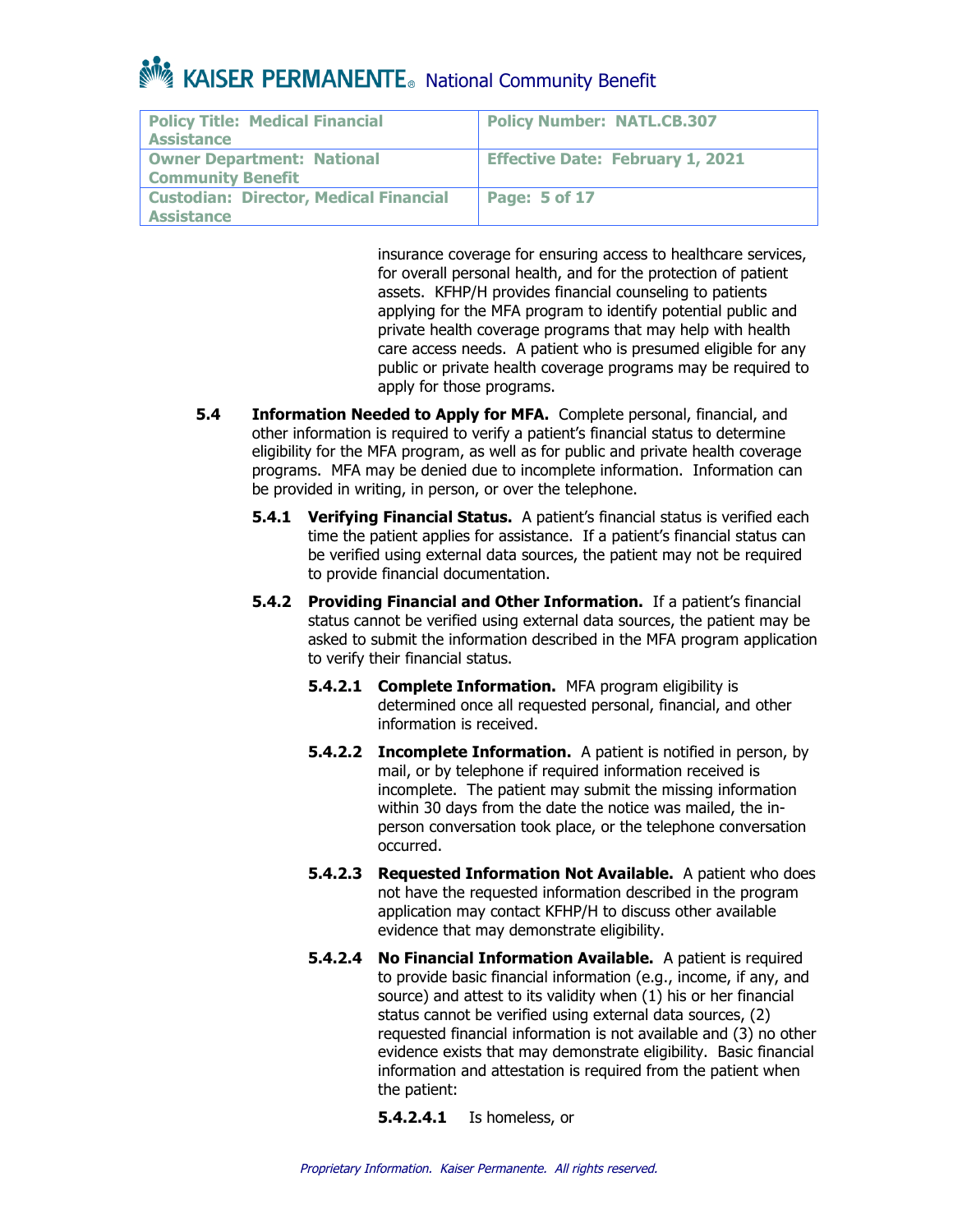insurance coverage for ensuring access to healthcare services, for overall personal health, and for the protection of patient assets. KFHP/H provides financial counseling to patients applying for the MFA program to identify potential public and private health coverage programs that may help with health care access needs. A patient who is presumed eligible for any public or private health coverage programs may be required to apply for those programs.

**5.4 Information Needed to Apply for MFA.** Complete personal, financial, and other information is required to verify a patient's financial status to determine eligibility for the MFA program, as well as for public and private health coverage programs. MFA may be denied due to incomplete information. Information can be provided in writing, in person, or over the telephone.

**5.4.1 Verifying Financial Status.** A patient's financial status is verified each time the patient applies for assistance. If a patient's financial status can be verified using external data sources, the patient may not be required to provide financial documentation.

**5.4.2 Providing Financial and Other Information.** If a patient's financial status cannot be verified using external data sources, the patient may be asked to submit the information described in the MFA program application to verify their financial status.

**5.4.2.1 Complete Information.** MFA program eligibility is determined once all requested personal, financial, and other information is received.

**5.4.2.2 Incomplete Information.** A patient is notified in person, by mail, or by telephone if required information received is incomplete. The patient may submit the missing information within 30 days from the date the notice was mailed, the in-person conversation took place, or the telephone conversation occurred.

**5.4.2.3 Requested Information Not Available.** A patient who does not have the requested information described in the program application may contact KFHP/H to discuss other available evidence that may demonstrate eligibility.

**5.4.2.4 No Financial Information Available.** A patient is required to provide basic financial information (e.g., income, if any, and source) and attest to its validity when (1) his or her financial status cannot be verified using external data sources, (2) requested financial information is not available and (3) no other evidence exists that may demonstrate eligibility. Basic financial information and attestation is required from the patient when the patient:

**5.4.2.4.1** Is homeless, or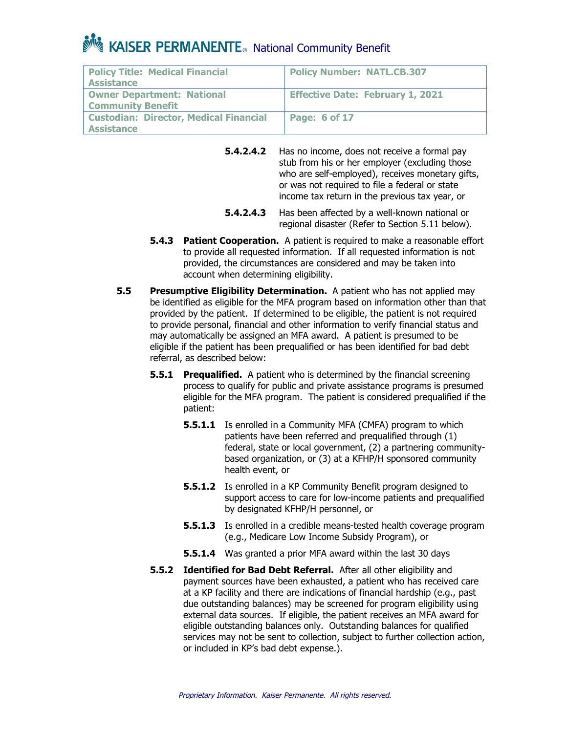**5.4.2.4.2** Has no income, does not receive a formal pay stub from his or her employer (excluding those who are self-employed), receives monetary gifts, or was not required to file a federal or state income tax return in the previous tax year, or

**5.4.2.4.3** Has been affected by a well-known national or regional disaster (Refer to Section 5.11 below).

**5.4.3 Patient Cooperation.** A patient is required to make a reasonable effort to provide all requested information. If all requested information is not provided, the circumstances are considered and may be taken into account when determining eligibility.

**5.5 Presumptive Eligibility Determination.** A patient who has not applied may be identified as eligible for the MFA program based on information other than that provided by the patient. If determined to be eligible, the patient is not required to provide personal, financial and other information to verify financial status and may automatically be assigned an MFA award. A patient is presumed to be eligible if the patient has been prequalified or has been identified for bad debt referral, as described below:

**5.5.1 Prequalified.** A patient who is determined by the financial screening process to qualify for public and private assistance programs is presumed eligible for the MFA program. The patient is considered prequalified if the patient:

**5.5.1.1** Is enrolled in a Community MFA (CMFA) program to which patients have been referred and prequalified through (1) federal, state or local government, (2) a partnering community-based organization, or (3) at a KFHP/H sponsored community health event, or

**5.5.1.2** Is enrolled in a KP Community Benefit program designed to support access to care for low-income patients and prequalified by designated KFHP/H personnel, or

**5.5.1.3** Is enrolled in a credible means-tested health coverage program (e.g., Medicare Low Income Subsidy Program), or

**5.5.1.4** Was granted a prior MFA award within the last 30 days

**5.5.2 Identified for Bad Debt Referral.** After all other eligibility and payment sources have been exhausted, a patient who has received care at a KP facility and there are indications of financial hardship (e.g., past due outstanding balances) may be screened for program eligibility using external data sources. If eligible, the patient receives an MFA award for eligible outstanding balances only. Outstanding balances for qualified services may not be sent to collection, subject to further collection action, or included in KP's bad debt expense.).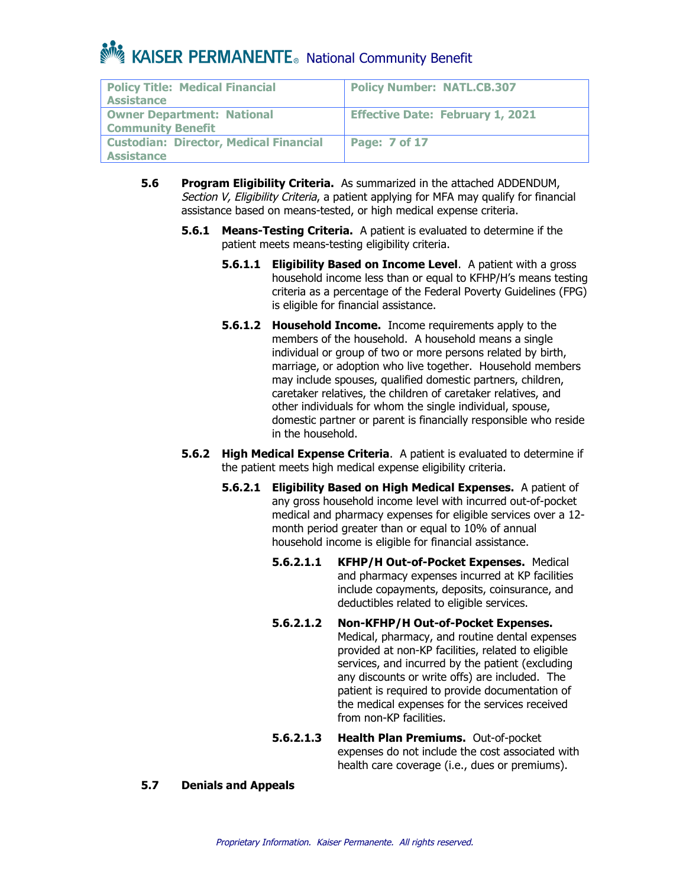**5.6 Program Eligibility Criteria.** As summarized in the attached ADDENDUM, *Section V, Eligibility Criteria*, a patient applying for MFA may qualify for financial assistance based on means-tested, or high medical expense criteria.

**5.6.1 Means-Testing Criteria.** A patient is evaluated to determine if the patient meets means-testing eligibility criteria.

**5.6.1.1 Eligibility Based on Income Level**. A patient with a gross household income less than or equal to KFHP/H's means testing criteria as a percentage of the Federal Poverty Guidelines (FPG) is eligible for financial assistance.

**5.6.1.2 Household Income.** Income requirements apply to the members of the household. A household means a single individual or group of two or more persons related by birth, marriage, or adoption who live together. Household members may include spouses, qualified domestic partners, children, caretaker relatives, the children of caretaker relatives, and other individuals for whom the single individual, spouse, domestic partner or parent is financially responsible who reside in the household.

**5.6.2 High Medical Expense Criteria**. A patient is evaluated to determine if the patient meets high medical expense eligibility criteria.

**5.6.2.1 Eligibility Based on High Medical Expenses.** A patient of any gross household income level with incurred out-of-pocket medical and pharmacy expenses for eligible services over a 12-month period greater than or equal to 10% of annual household income is eligible for financial assistance.

**5.6.2.1.1 KFHP/H Out-of-Pocket Expenses.** Medical and pharmacy expenses incurred at KP facilities include copayments, deposits, coinsurance, and deductibles related to eligible services.

**5.6.2.1.2 Non-KFHP/H Out-of-Pocket Expenses.** Medical, pharmacy, and routine dental expenses provided at non-KP facilities, related to eligible services, and incurred by the patient (excluding any discounts or write offs) are included. The patient is required to provide documentation of the medical expenses for the services received from non-KP facilities.

**5.6.2.1.3 Health Plan Premiums.** Out-of-pocket expenses do not include the cost associated with health care coverage (i.e., dues or premiums).

**5.7 Denials and Appeals**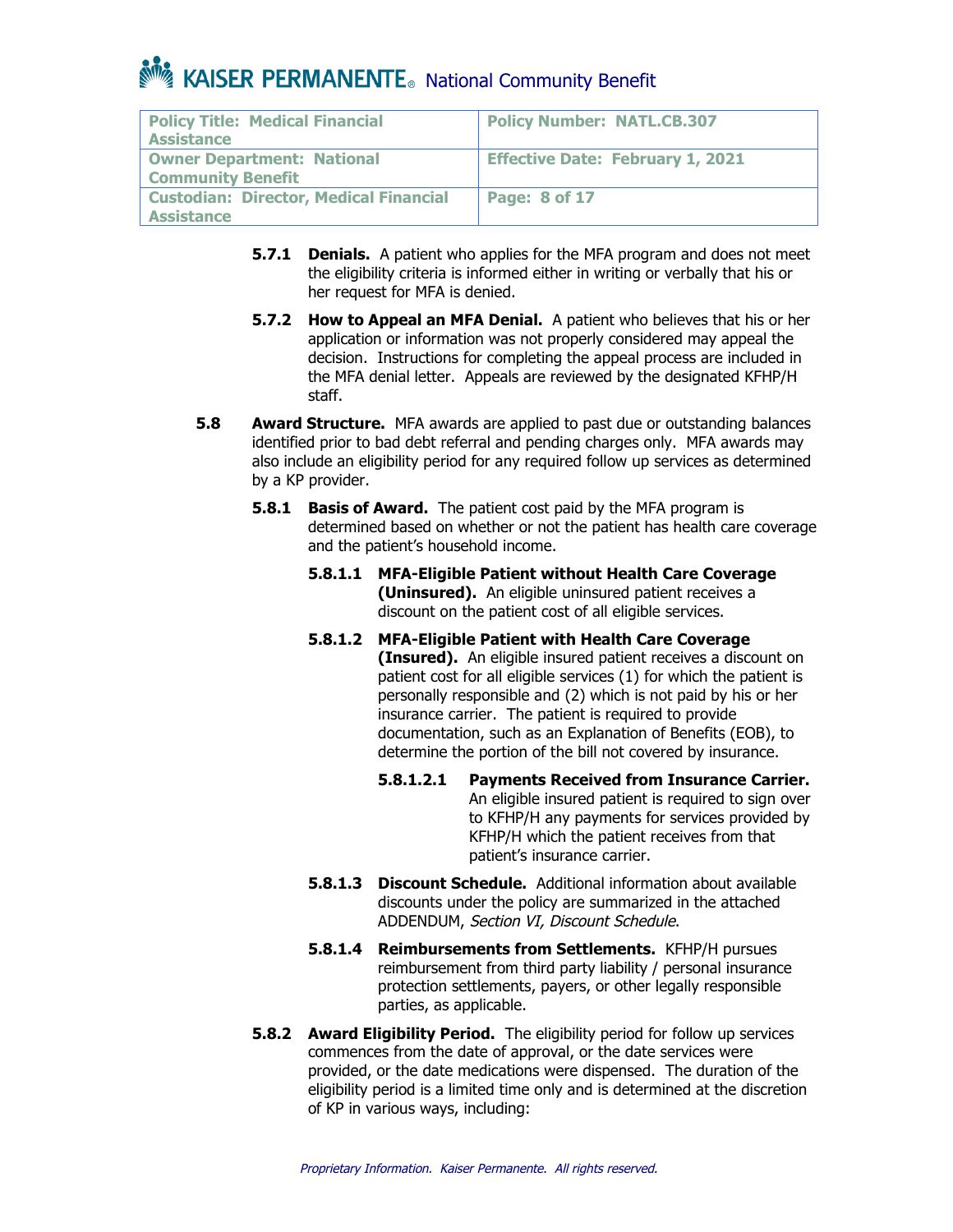**5.7.1 Denials.** A patient who applies for the MFA program and does not meet the eligibility criteria is informed either in writing or verbally that his or her request for MFA is denied.

**5.7.2 How to Appeal an MFA Denial.** A patient who believes that his or her application or information was not properly considered may appeal the decision. Instructions for completing the appeal process are included in the MFA denial letter. Appeals are reviewed by the designated KFHP/H staff.

**5.8 Award Structure.** MFA awards are applied to past due or outstanding balances identified prior to bad debt referral and pending charges only. MFA awards may also include an eligibility period for any required follow up services as determined by a KP provider.

**5.8.1 Basis of Award.** The patient cost paid by the MFA program is determined based on whether or not the patient has health care coverage and the patient's household income.

**5.8.1.1 MFA-Eligible Patient without Health Care Coverage (Uninsured).** An eligible uninsured patient receives a discount on the patient cost of all eligible services.

**5.8.1.2 MFA-Eligible Patient with Health Care Coverage (Insured).** An eligible insured patient receives a discount on patient cost for all eligible services (1) for which the patient is personally responsible and (2) which is not paid by his or her insurance carrier. The patient is required to provide documentation, such as an Explanation of Benefits (EOB), to determine the portion of the bill not covered by insurance.

**5.8.1.2.1 Payments Received from Insurance Carrier.** An eligible insured patient is required to sign over to KFHP/H any payments for services provided by KFHP/H which the patient receives from that patient's insurance carrier.

**5.8.1.3 Discount Schedule.** Additional information about available discounts under the policy are summarized in the attached ADDENDUM, *Section VI, Discount Schedule*.

**5.8.1.4 Reimbursements from Settlements.** KFHP/H pursues reimbursement from third party liability / personal insurance protection settlements, payers, or other legally responsible parties, as applicable.

**5.8.2 Award Eligibility Period.** The eligibility period for follow up services commences from the date of approval, or the date services were provided, or the date medications were dispensed. The duration of the eligibility period is a limited time only and is determined at the discretion of KP in various ways, including: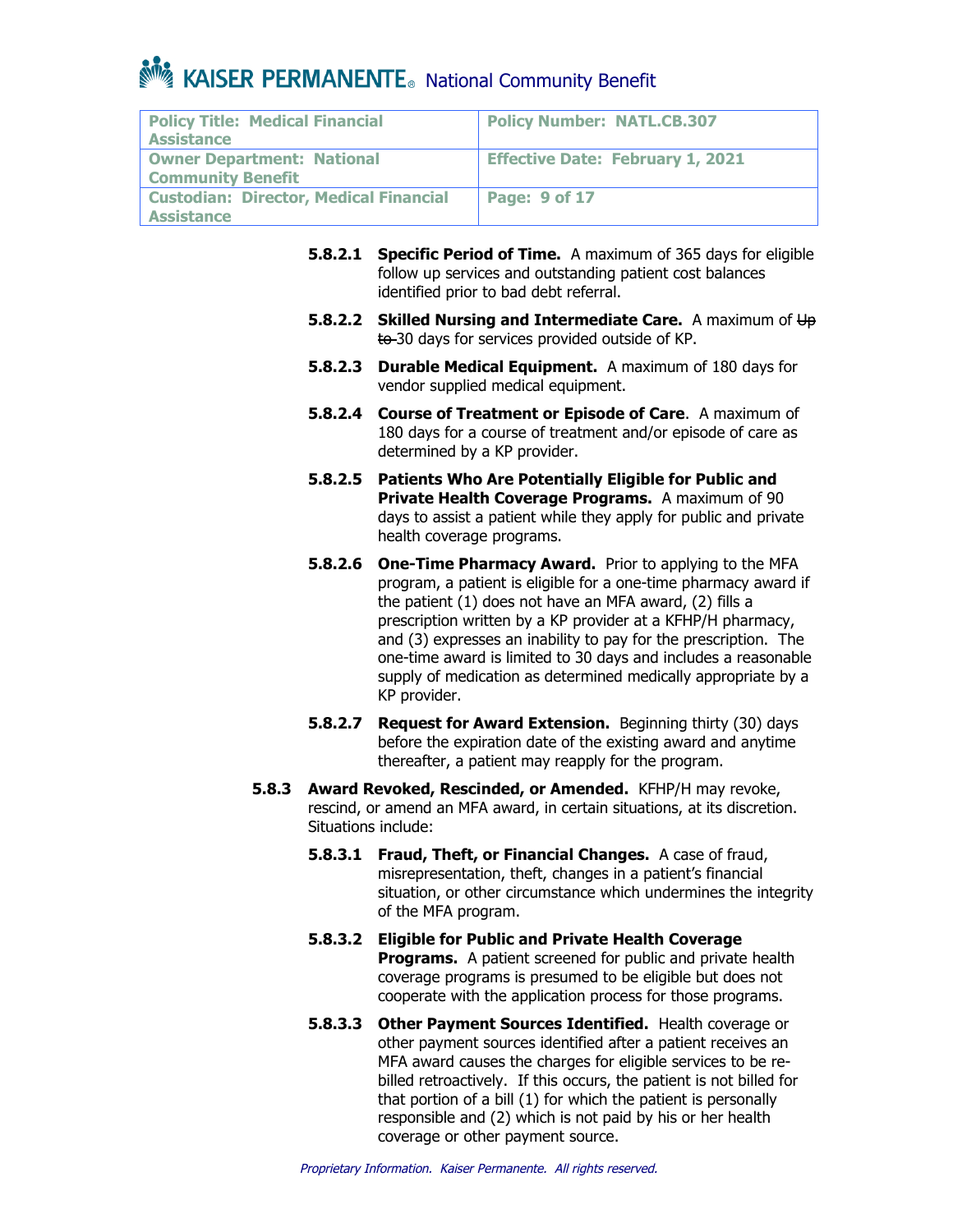**5.8.2.1 Specific Period of Time.** A maximum of 365 days for eligible follow up services and outstanding patient cost balances identified prior to bad debt referral.

**5.8.2.2 Skilled Nursing and Intermediate Care.** A maximum of ~~Up to~~ 30 days for services provided outside of KP.

**5.8.2.3 Durable Medical Equipment.** A maximum of 180 days for vendor supplied medical equipment.

**5.8.2.4 Course of Treatment or Episode of Care**. A maximum of 180 days for a course of treatment and/or episode of care as determined by a KP provider.

**5.8.2.5 Patients Who Are Potentially Eligible for Public and Private Health Coverage Programs.** A maximum of 90 days to assist a patient while they apply for public and private health coverage programs.

**5.8.2.6 One-Time Pharmacy Award.** Prior to applying to the MFA program, a patient is eligible for a one-time pharmacy award if the patient (1) does not have an MFA award, (2) fills a prescription written by a KP provider at a KFHP/H pharmacy, and (3) expresses an inability to pay for the prescription. The one-time award is limited to 30 days and includes a reasonable supply of medication as determined medically appropriate by a KP provider.

**5.8.2.7 Request for Award Extension.** Beginning thirty (30) days before the expiration date of the existing award and anytime thereafter, a patient may reapply for the program.

**5.8.3 Award Revoked, Rescinded, or Amended.** KFHP/H may revoke, rescind, or amend an MFA award, in certain situations, at its discretion. Situations include:

**5.8.3.1 Fraud, Theft, or Financial Changes.** A case of fraud, misrepresentation, theft, changes in a patient's financial situation, or other circumstance which undermines the integrity of the MFA program.

**5.8.3.2 Eligible for Public and Private Health Coverage Programs.** A patient screened for public and private health coverage programs is presumed to be eligible but does not cooperate with the application process for those programs.

**5.8.3.3 Other Payment Sources Identified.** Health coverage or other payment sources identified after a patient receives an MFA award causes the charges for eligible services to be re-billed retroactively. If this occurs, the patient is not billed for that portion of a bill (1) for which the patient is personally responsible and (2) which is not paid by his or her health coverage or other payment source.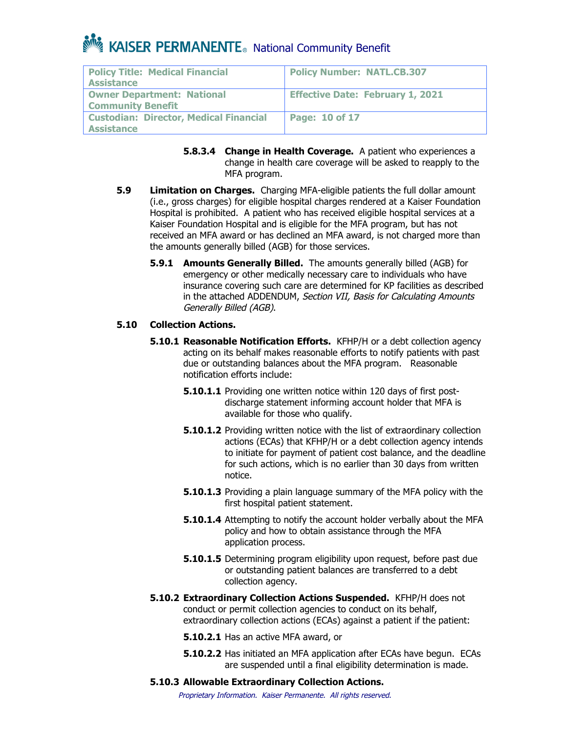**5.8.3.4 Change in Health Coverage.** A patient who experiences a change in health care coverage will be asked to reapply to the MFA program.

**5.9 Limitation on Charges.** Charging MFA-eligible patients the full dollar amount (i.e., gross charges) for eligible hospital charges rendered at a Kaiser Foundation Hospital is prohibited. A patient who has received eligible hospital services at a Kaiser Foundation Hospital and is eligible for the MFA program, but has not received an MFA award or has declined an MFA award, is not charged more than the amounts generally billed (AGB) for those services.

**5.9.1 Amounts Generally Billed.** The amounts generally billed (AGB) for emergency or other medically necessary care to individuals who have insurance covering such care are determined for KP facilities as described in the attached ADDENDUM, *Section VII, Basis for Calculating Amounts Generally Billed (AGB)*.

**5.10 Collection Actions.**

**5.10.1 Reasonable Notification Efforts.** KFHP/H or a debt collection agency acting on its behalf makes reasonable efforts to notify patients with past due or outstanding balances about the MFA program. Reasonable notification efforts include:

**5.10.1.1** Providing one written notice within 120 days of first post-discharge statement informing account holder that MFA is available for those who qualify.

**5.10.1.2** Providing written notice with the list of extraordinary collection actions (ECAs) that KFHP/H or a debt collection agency intends to initiate for payment of patient cost balance, and the deadline for such actions, which is no earlier than 30 days from written notice.

**5.10.1.3** Providing a plain language summary of the MFA policy with the first hospital patient statement.

**5.10.1.4** Attempting to notify the account holder verbally about the MFA policy and how to obtain assistance through the MFA application process.

**5.10.1.5** Determining program eligibility upon request, before past due or outstanding patient balances are transferred to a debt collection agency.

**5.10.2 Extraordinary Collection Actions Suspended.** KFHP/H does not conduct or permit collection agencies to conduct on its behalf, extraordinary collection actions (ECAs) against a patient if the patient:

**5.10.2.1** Has an active MFA award, or

**5.10.2.2** Has initiated an MFA application after ECAs have begun. ECAs are suspended until a final eligibility determination is made.

**5.10.3 Allowable Extraordinary Collection Actions.**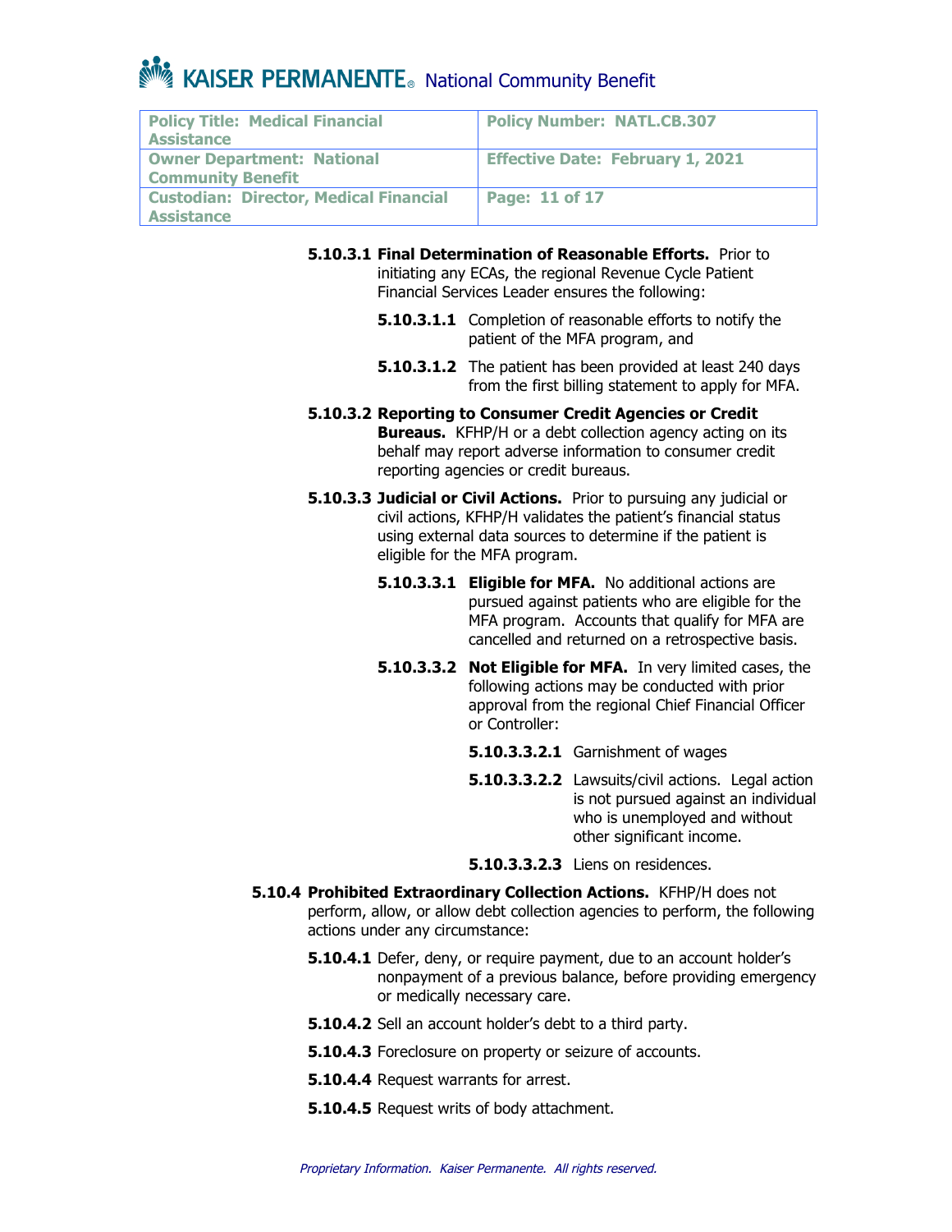**5.10.3.1 Final Determination of Reasonable Efforts.** Prior to initiating any ECAs, the regional Revenue Cycle Patient Financial Services Leader ensures the following:

**5.10.3.1.1** Completion of reasonable efforts to notify the patient of the MFA program, and

**5.10.3.1.2** The patient has been provided at least 240 days from the first billing statement to apply for MFA.

**5.10.3.2 Reporting to Consumer Credit Agencies or Credit Bureaus.** KFHP/H or a debt collection agency acting on its behalf may report adverse information to consumer credit reporting agencies or credit bureaus.

**5.10.3.3 Judicial or Civil Actions.** Prior to pursuing any judicial or civil actions, KFHP/H validates the patient's financial status using external data sources to determine if the patient is eligible for the MFA program.

**5.10.3.3.1 Eligible for MFA.** No additional actions are pursued against patients who are eligible for the MFA program. Accounts that qualify for MFA are cancelled and returned on a retrospective basis.

**5.10.3.3.2 Not Eligible for MFA.** In very limited cases, the following actions may be conducted with prior approval from the regional Chief Financial Officer or Controller:

**5.10.3.3.2.1** Garnishment of wages

**5.10.3.3.2.2** Lawsuits/civil actions. Legal action is not pursued against an individual who is unemployed and without other significant income.

**5.10.3.3.2.3** Liens on residences.

**5.10.4 Prohibited Extraordinary Collection Actions.** KFHP/H does not perform, allow, or allow debt collection agencies to perform, the following actions under any circumstance:

**5.10.4.1** Defer, deny, or require payment, due to an account holder's nonpayment of a previous balance, before providing emergency or medically necessary care.

**5.10.4.2** Sell an account holder's debt to a third party.

**5.10.4.3** Foreclosure on property or seizure of accounts.

**5.10.4.4** Request warrants for arrest.

**5.10.4.5** Request writs of body attachment.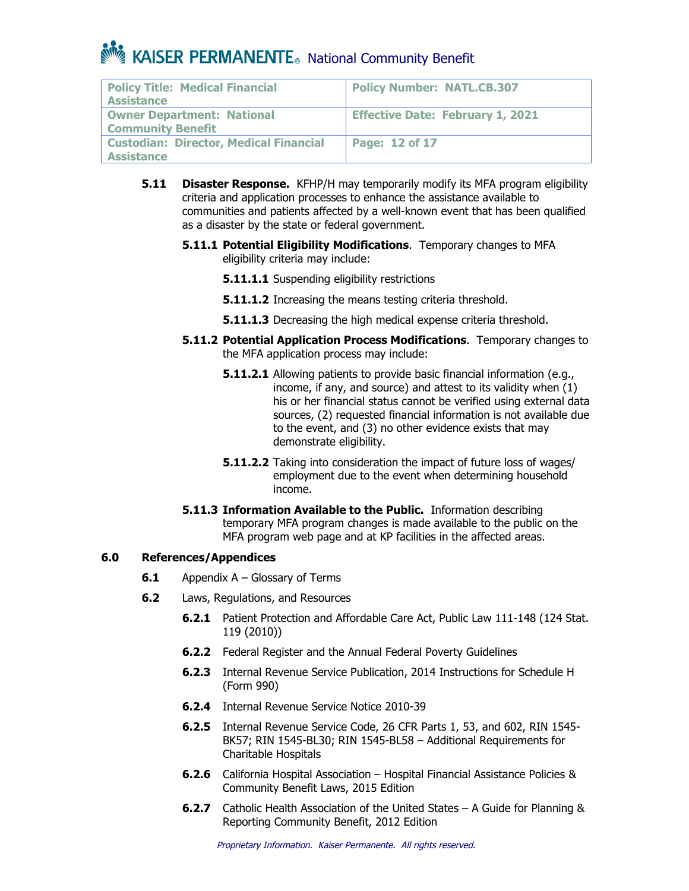**5.11 Disaster Response.** KFHP/H may temporarily modify its MFA program eligibility criteria and application processes to enhance the assistance available to communities and patients affected by a well-known event that has been qualified as a disaster by the state or federal government.

**5.11.1 Potential Eligibility Modifications**. Temporary changes to MFA eligibility criteria may include:

**5.11.1.1** Suspending eligibility restrictions

**5.11.1.2** Increasing the means testing criteria threshold.

**5.11.1.3** Decreasing the high medical expense criteria threshold.

**5.11.2 Potential Application Process Modifications**. Temporary changes to the MFA application process may include:

**5.11.2.1** Allowing patients to provide basic financial information (e.g., income, if any, and source) and attest to its validity when (1) his or her financial status cannot be verified using external data sources, (2) requested financial information is not available due to the event, and (3) no other evidence exists that may demonstrate eligibility.

**5.11.2.2** Taking into consideration the impact of future loss of wages/ employment due to the event when determining household income.

**5.11.3 Information Available to the Public.** Information describing temporary MFA program changes is made available to the public on the MFA program web page and at KP facilities in the affected areas.

## 6.0 References/Appendices

**6.1** Appendix A – Glossary of Terms

**6.2** Laws, Regulations, and Resources

**6.2.1** Patient Protection and Affordable Care Act, Public Law 111-148 (124 Stat. 119 (2010))

**6.2.2** Federal Register and the Annual Federal Poverty Guidelines

**6.2.3** Internal Revenue Service Publication, 2014 Instructions for Schedule H (Form 990)

**6.2.4** Internal Revenue Service Notice 2010-39

**6.2.5** Internal Revenue Service Code, 26 CFR Parts 1, 53, and 602, RIN 1545-BK57; RIN 1545-BL30; RIN 1545-BL58 – Additional Requirements for Charitable Hospitals

**6.2.6** California Hospital Association – Hospital Financial Assistance Policies & Community Benefit Laws, 2015 Edition

**6.2.7** Catholic Health Association of the United States – A Guide for Planning & Reporting Community Benefit, 2012 Edition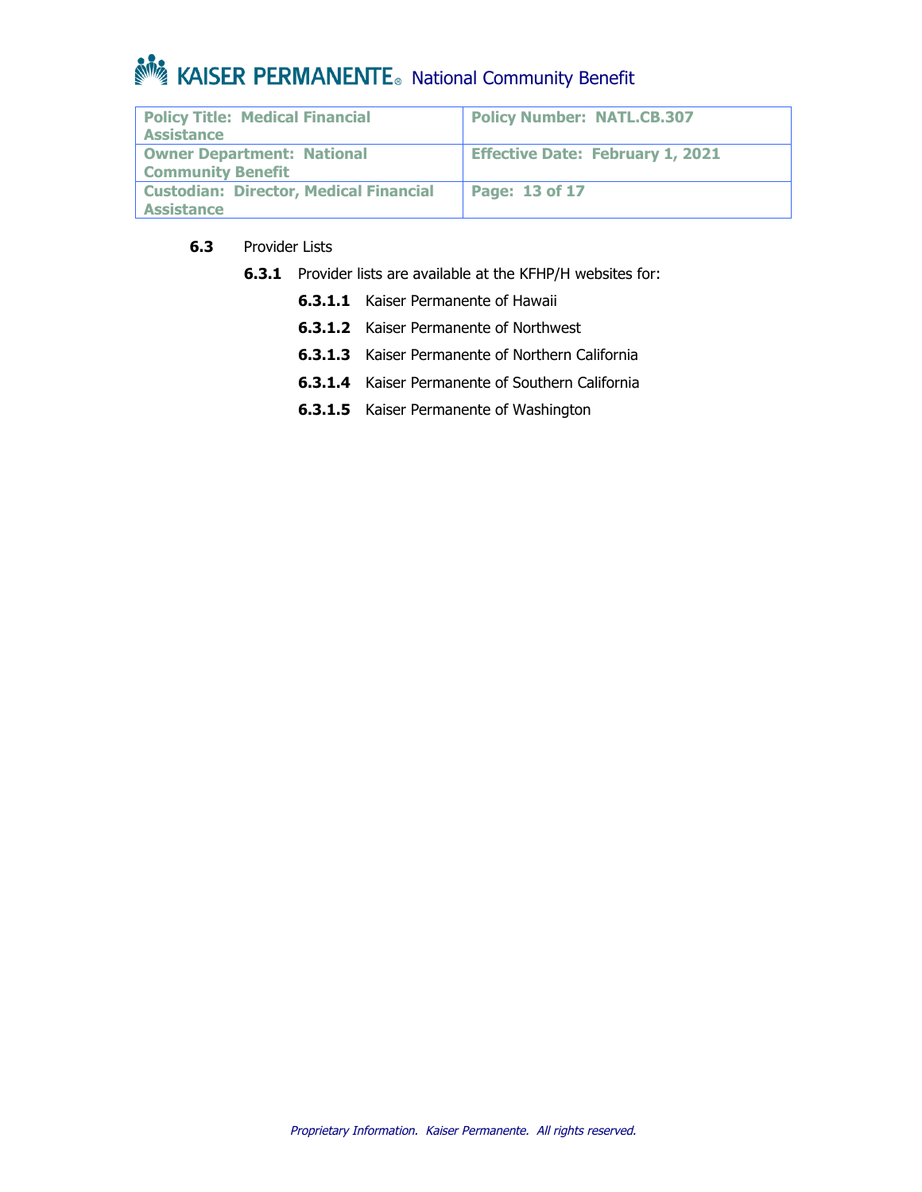**6.3** Provider Lists

**6.3.1** Provider lists are available at the KFHP/H websites for:

**6.3.1.1** Kaiser Permanente of Hawaii

**6.3.1.2** Kaiser Permanente of Northwest

**6.3.1.3** Kaiser Permanente of Northern California

**6.3.1.4** Kaiser Permanente of Southern California

**6.3.1.5** Kaiser Permanente of Washington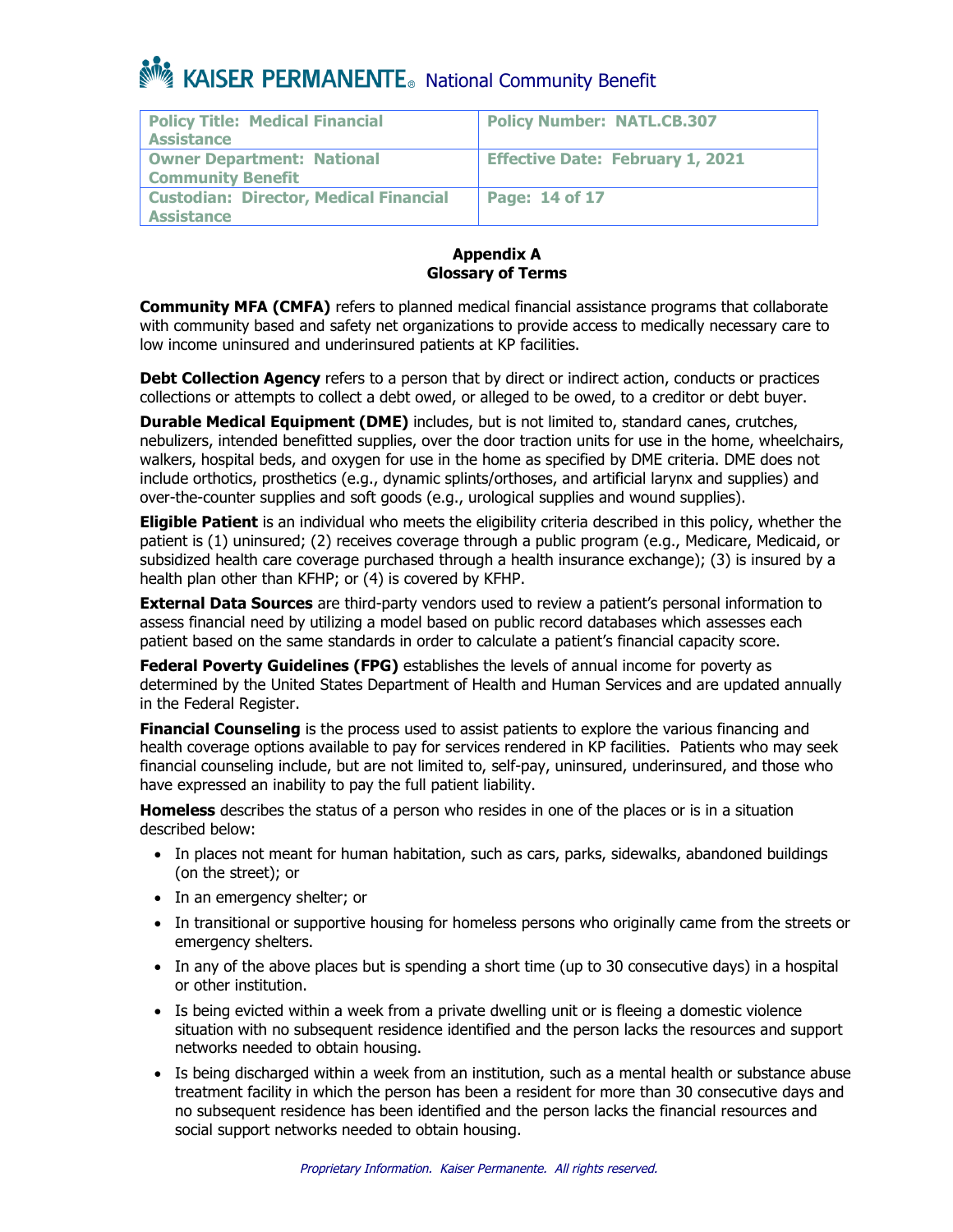## Appendix A
## Glossary of Terms

**Community MFA (CMFA)** refers to planned medical financial assistance programs that collaborate with community based and safety net organizations to provide access to medically necessary care to low income uninsured and underinsured patients at KP facilities.

**Debt Collection Agency** refers to a person that by direct or indirect action, conducts or practices collections or attempts to collect a debt owed, or alleged to be owed, to a creditor or debt buyer.

**Durable Medical Equipment (DME)** includes, but is not limited to, standard canes, crutches, nebulizers, intended benefitted supplies, over the door traction units for use in the home, wheelchairs, walkers, hospital beds, and oxygen for use in the home as specified by DME criteria. DME does not include orthotics, prosthetics (e.g., dynamic splints/orthoses, and artificial larynx and supplies) and over-the-counter supplies and soft goods (e.g., urological supplies and wound supplies).

**Eligible Patient** is an individual who meets the eligibility criteria described in this policy, whether the patient is (1) uninsured; (2) receives coverage through a public program (e.g., Medicare, Medicaid, or subsidized health care coverage purchased through a health insurance exchange); (3) is insured by a health plan other than KFHP; or (4) is covered by KFHP.

**External Data Sources** are third-party vendors used to review a patient's personal information to assess financial need by utilizing a model based on public record databases which assesses each patient based on the same standards in order to calculate a patient's financial capacity score.

**Federal Poverty Guidelines (FPG)** establishes the levels of annual income for poverty as determined by the United States Department of Health and Human Services and are updated annually in the Federal Register.

**Financial Counseling** is the process used to assist patients to explore the various financing and health coverage options available to pay for services rendered in KP facilities. Patients who may seek financial counseling include, but are not limited to, self-pay, uninsured, underinsured, and those who have expressed an inability to pay the full patient liability.

**Homeless** describes the status of a person who resides in one of the places or is in a situation described below:

- In places not meant for human habitation, such as cars, parks, sidewalks, abandoned buildings (on the street); or
- In an emergency shelter; or
- In transitional or supportive housing for homeless persons who originally came from the streets or emergency shelters.
- In any of the above places but is spending a short time (up to 30 consecutive days) in a hospital or other institution.
- Is being evicted within a week from a private dwelling unit or is fleeing a domestic violence situation with no subsequent residence identified and the person lacks the resources and support networks needed to obtain housing.
- Is being discharged within a week from an institution, such as a mental health or substance abuse treatment facility in which the person has been a resident for more than 30 consecutive days and no subsequent residence has been identified and the person lacks the financial resources and social support networks needed to obtain housing.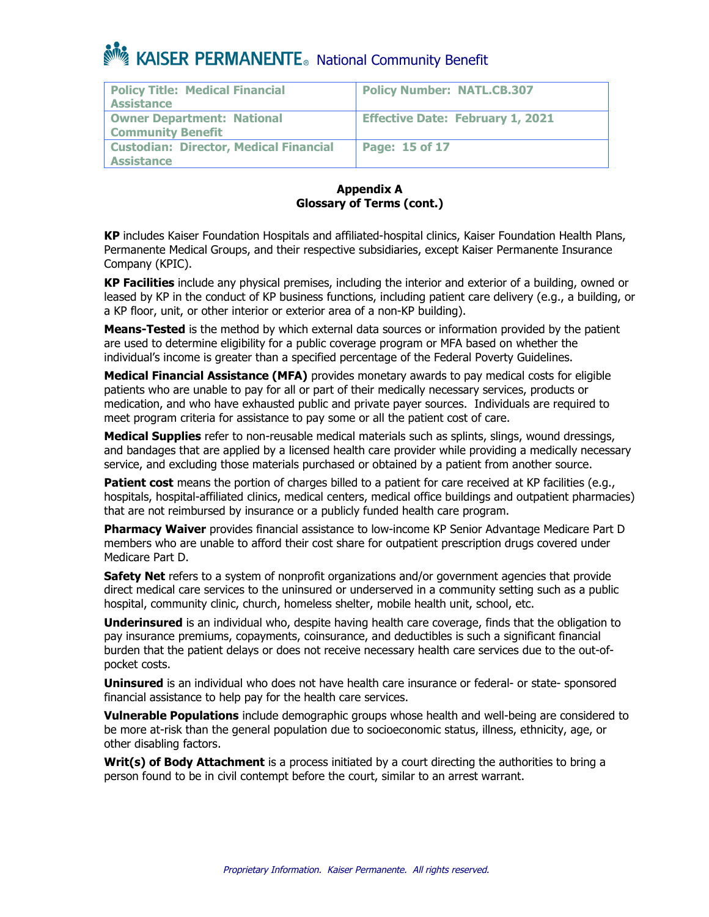## Appendix A
## Glossary of Terms (cont.)

**KP** includes Kaiser Foundation Hospitals and affiliated-hospital clinics, Kaiser Foundation Health Plans, Permanente Medical Groups, and their respective subsidiaries, except Kaiser Permanente Insurance Company (KPIC).

**KP Facilities** include any physical premises, including the interior and exterior of a building, owned or leased by KP in the conduct of KP business functions, including patient care delivery (e.g., a building, or a KP floor, unit, or other interior or exterior area of a non-KP building).

**Means-Tested** is the method by which external data sources or information provided by the patient are used to determine eligibility for a public coverage program or MFA based on whether the individual's income is greater than a specified percentage of the Federal Poverty Guidelines.

**Medical Financial Assistance (MFA)** provides monetary awards to pay medical costs for eligible patients who are unable to pay for all or part of their medically necessary services, products or medication, and who have exhausted public and private payer sources. Individuals are required to meet program criteria for assistance to pay some or all the patient cost of care.

**Medical Supplies** refer to non-reusable medical materials such as splints, slings, wound dressings, and bandages that are applied by a licensed health care provider while providing a medically necessary service, and excluding those materials purchased or obtained by a patient from another source.

**Patient cost** means the portion of charges billed to a patient for care received at KP facilities (e.g., hospitals, hospital-affiliated clinics, medical centers, medical office buildings and outpatient pharmacies) that are not reimbursed by insurance or a publicly funded health care program.

**Pharmacy Waiver** provides financial assistance to low-income KP Senior Advantage Medicare Part D members who are unable to afford their cost share for outpatient prescription drugs covered under Medicare Part D.

**Safety Net** refers to a system of nonprofit organizations and/or government agencies that provide direct medical care services to the uninsured or underserved in a community setting such as a public hospital, community clinic, church, homeless shelter, mobile health unit, school, etc.

**Underinsured** is an individual who, despite having health care coverage, finds that the obligation to pay insurance premiums, copayments, coinsurance, and deductibles is such a significant financial burden that the patient delays or does not receive necessary health care services due to the out-of-pocket costs.

**Uninsured** is an individual who does not have health care insurance or federal- or state- sponsored financial assistance to help pay for the health care services.

**Vulnerable Populations** include demographic groups whose health and well-being are considered to be more at-risk than the general population due to socioeconomic status, illness, ethnicity, age, or other disabling factors.

**Writ(s) of Body Attachment** is a process initiated by a court directing the authorities to bring a person found to be in civil contempt before the court, similar to an arrest warrant.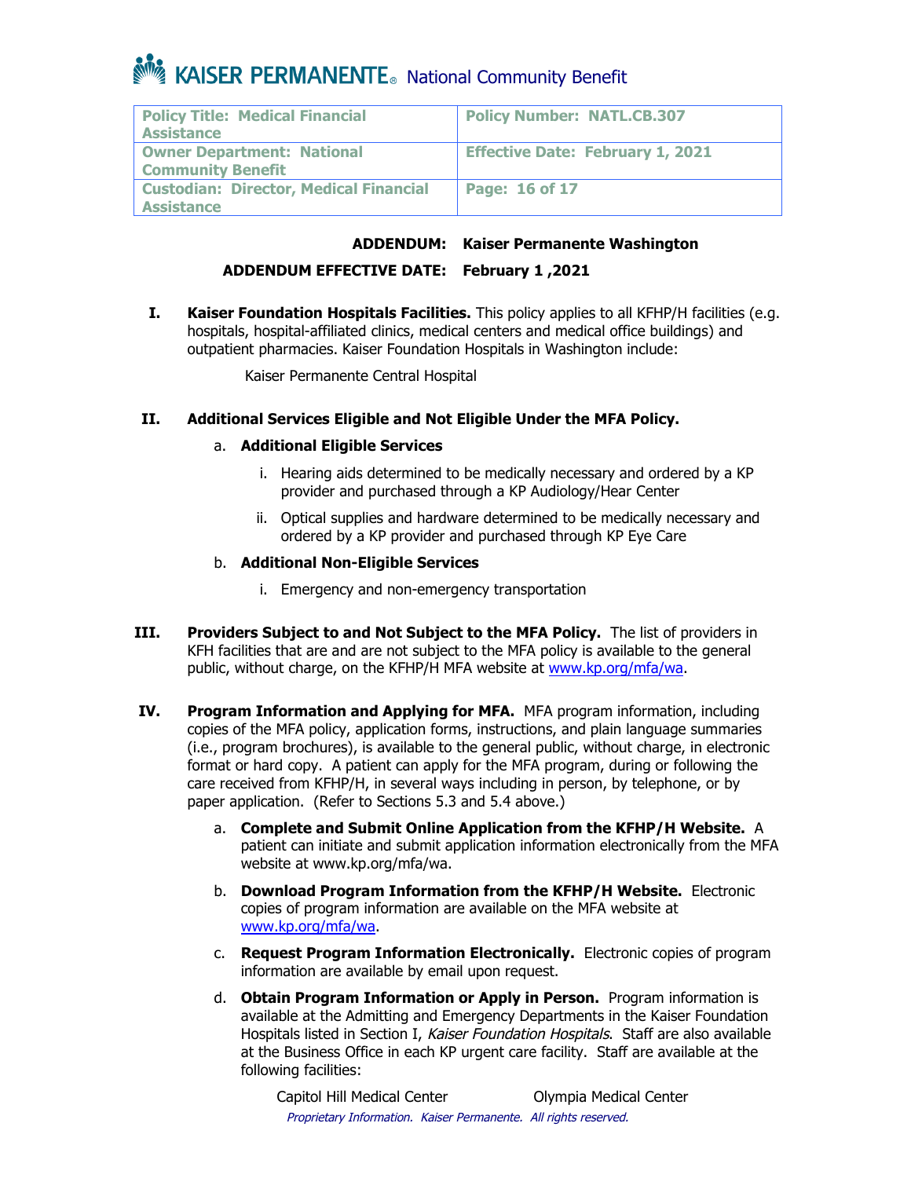## ADDENDUM: Kaiser Permanente Washington

**ADDENDUM EFFECTIVE DATE: February 1 ,2021**

**I. Kaiser Foundation Hospitals Facilities.** This policy applies to all KFHP/H facilities (e.g. hospitals, hospital-affiliated clinics, medical centers and medical office buildings) and outpatient pharmacies. Kaiser Foundation Hospitals in Washington include:

Kaiser Permanente Central Hospital

**II. Additional Services Eligible and Not Eligible Under the MFA Policy.**

a. **Additional Eligible Services**

i. Hearing aids determined to be medically necessary and ordered by a KP provider and purchased through a KP Audiology/Hear Center

ii. Optical supplies and hardware determined to be medically necessary and ordered by a KP provider and purchased through KP Eye Care

b. **Additional Non-Eligible Services**

i. Emergency and non-emergency transportation

**III. Providers Subject to and Not Subject to the MFA Policy.** The list of providers in KFH facilities that are and are not subject to the MFA policy is available to the general public, without charge, on the KFHP/H MFA website at www.kp.org/mfa/wa.

**IV. Program Information and Applying for MFA.** MFA program information, including copies of the MFA policy, application forms, instructions, and plain language summaries (i.e., program brochures), is available to the general public, without charge, in electronic format or hard copy. A patient can apply for the MFA program, during or following the care received from KFHP/H, in several ways including in person, by telephone, or by paper application. (Refer to Sections 5.3 and 5.4 above.)

a. **Complete and Submit Online Application from the KFHP/H Website.** A patient can initiate and submit application information electronically from the MFA website at www.kp.org/mfa/wa.

b. **Download Program Information from the KFHP/H Website.** Electronic copies of program information are available on the MFA website at www.kp.org/mfa/wa.

c. **Request Program Information Electronically.** Electronic copies of program information are available by email upon request.

d. **Obtain Program Information or Apply in Person.** Program information is available at the Admitting and Emergency Departments in the Kaiser Foundation Hospitals listed in Section I, *Kaiser Foundation Hospitals*. Staff are also available at the Business Office in each KP urgent care facility. Staff are available at the following facilities:

Capitol Hill Medical Center

Olympia Medical Center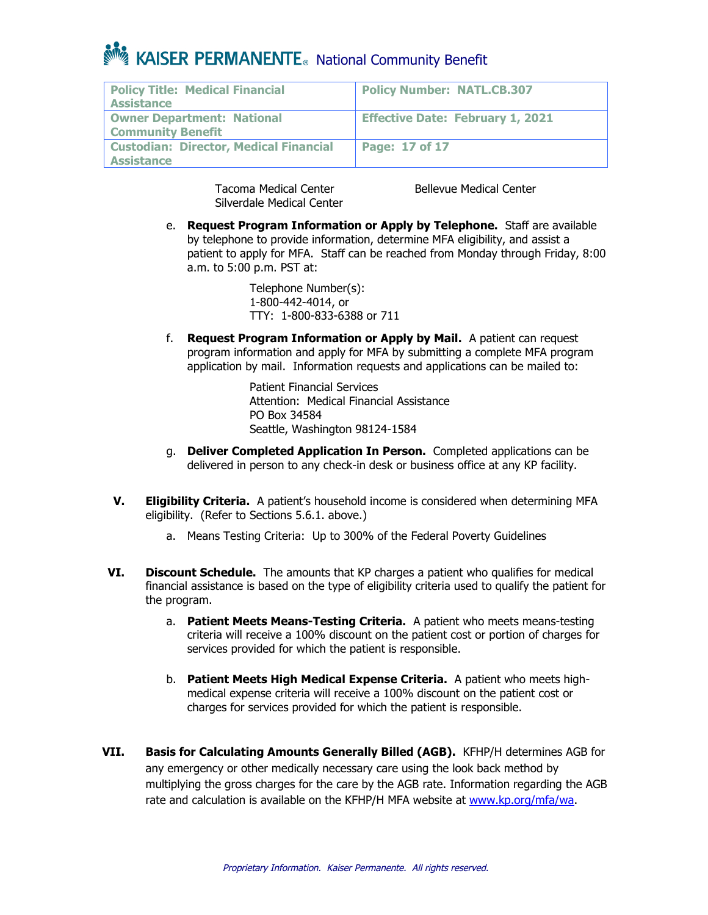Tacoma Medical Center
Silverdale Medical Center
Bellevue Medical Center

e. **Request Program Information or Apply by Telephone.** Staff are available by telephone to provide information, determine MFA eligibility, and assist a patient to apply for MFA. Staff can be reached from Monday through Friday, 8:00 a.m. to 5:00 p.m. PST at:

Telephone Number(s):
1-800-442-4014, or
TTY: 1-800-833-6388 or 711

f. **Request Program Information or Apply by Mail.** A patient can request program information and apply for MFA by submitting a complete MFA program application by mail. Information requests and applications can be mailed to:

Patient Financial Services
Attention: Medical Financial Assistance
PO Box 34584
Seattle, Washington 98124-1584

g. **Deliver Completed Application In Person.** Completed applications can be delivered in person to any check-in desk or business office at any KP facility.

**V. Eligibility Criteria.** A patient's household income is considered when determining MFA eligibility. (Refer to Sections 5.6.1. above.)

a. Means Testing Criteria: Up to 300% of the Federal Poverty Guidelines

**VI. Discount Schedule.** The amounts that KP charges a patient who qualifies for medical financial assistance is based on the type of eligibility criteria used to qualify the patient for the program.

a. **Patient Meets Means-Testing Criteria.** A patient who meets means-testing criteria will receive a 100% discount on the patient cost or portion of charges for services provided for which the patient is responsible.

b. **Patient Meets High Medical Expense Criteria.** A patient who meets high-medical expense criteria will receive a 100% discount on the patient cost or charges for services provided for which the patient is responsible.

**VII. Basis for Calculating Amounts Generally Billed (AGB).** KFHP/H determines AGB for any emergency or other medically necessary care using the look back method by multiplying the gross charges for the care by the AGB rate. Information regarding the AGB rate and calculation is available on the KFHP/H MFA website at www.kp.org/mfa/wa.